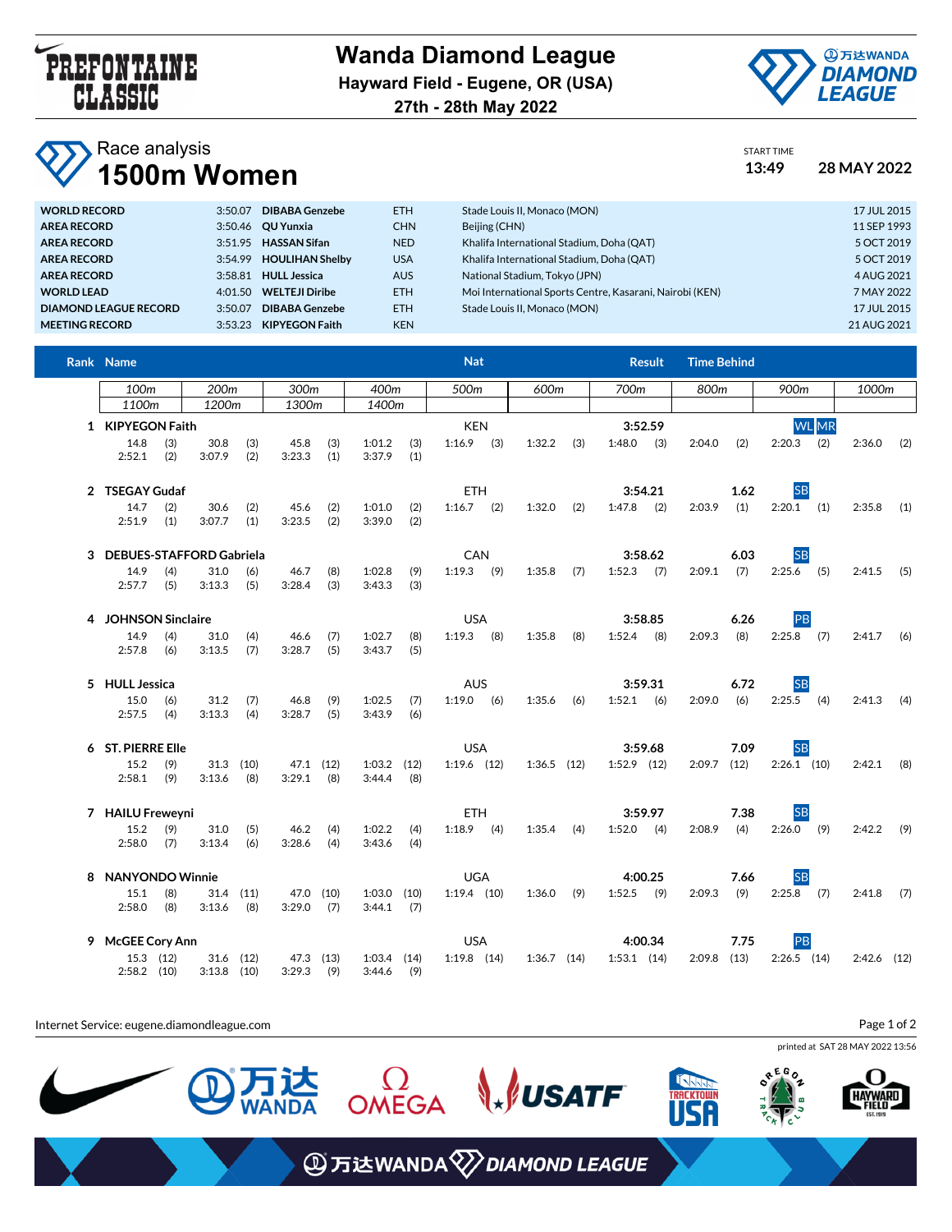# Wanda Diamond League

**Hayward Field - Eugene, OR (USA)**

**27th - 28th May 2022**

## Race analysis

# 1500m Women

START TIME **13:49** **28 MAY 2022**

| | | | | | |
|---|---|---|---|---|---|
| **WORLD RECORD** | 3:50.07 | **DIBABA Genzebe** | ETH | Stade Louis II, Monaco (MON) | 17 JUL 2015 |
| **AREA RECORD** | 3:50.46 | **QU Yunxia** | CHN | Beijing (CHN) | 11 SEP 1993 |
| **AREA RECORD** | 3:51.95 | **HASSAN Sifan** | NED | Khalifa International Stadium, Doha (QAT) | 5 OCT 2019 |
| **AREA RECORD** | 3:54.99 | **HOULIHAN Shelby** | USA | Khalifa International Stadium, Doha (QAT) | 5 OCT 2019 |
| **AREA RECORD** | 3:58.81 | **HULL Jessica** | AUS | National Stadium, Tokyo (JPN) | 4 AUG 2021 |
| **WORLD LEAD** | 4:01.50 | **WELTEJI Diribe** | ETH | Moi International Sports Centre, Kasarani, Nairobi (KEN) | 7 MAY 2022 |
| **DIAMOND LEAGUE RECORD** | 3:50.07 | **DIBABA Genzebe** | ETH | Stade Louis II, Monaco (MON) | 17 JUL 2015 |
| **MEETING RECORD** | 3:53.23 | **KIPYEGON Faith** | KEN | | 21 AUG 2021 |

| Rank | Name | Nat | Result | Time Behind | |
|---|---|---|---|---|---|
| 1 | **KIPYEGON Faith** | KEN | **3:52.59** | | WL MR |
| 2 | **TSEGAY Gudaf** | ETH | **3:54.21** | **1.62** | SB |
| 3 | **DEBUES-STAFFORD Gabriela** | CAN | **3:58.62** | **6.03** | SB |
| 4 | **JOHNSON Sinclaire** | USA | **3:58.85** | **6.26** | PB |
| 5 | **HULL Jessica** | AUS | **3:59.31** | **6.72** | SB |
| 6 | **ST. PIERRE Elle** | USA | **3:59.68** | **7.09** | SB |
| 7 | **HAILU Freweyni** | ETH | **3:59.97** | **7.38** | SB |
| 8 | **NANYONDO Winnie** | UGA | **4:00.25** | **7.66** | SB |
| 9 | **McGEE Cory Ann** | USA | **4:00.34** | **7.75** | PB |

| Rank | Name | 100m | 200m | 300m | 400m | 500m | 600m | 700m | 800m | 900m | 1000m | 1100m | 1200m | 1300m | 1400m |
|---|---|---|---|---|---|---|---|---|---|---|---|---|---|---|---|
| 1 | KIPYEGON Faith | 14.8 (3) | 30.8 (3) | 45.8 (3) | 1:01.2 (3) | 1:16.9 (3) | 1:32.2 (3) | 1:48.0 (3) | 2:04.0 (2) | 2:20.3 (2) | 2:36.0 (2) | 2:52.1 (2) | 3:07.9 (2) | 3:23.3 (1) | 3:37.9 (1) |
| 2 | TSEGAY Gudaf | 14.7 (2) | 30.6 (2) | 45.6 (2) | 1:01.0 (2) | 1:16.7 (2) | 1:32.0 (2) | 1:47.8 (2) | 2:03.9 (1) | 2:20.1 (1) | 2:35.8 (1) | 2:51.9 (1) | 3:07.7 (1) | 3:23.5 (2) | 3:39.0 (2) |
| 3 | DEBUES-STAFFORD Gabriela | 14.9 (4) | 31.0 (6) | 46.7 (8) | 1:02.8 (9) | 1:19.3 (9) | 1:35.8 (7) | 1:52.3 (7) | 2:09.1 (7) | 2:25.6 (5) | 2:41.5 (5) | 2:57.7 (5) | 3:13.3 (5) | 3:28.4 (3) | 3:43.3 (3) |
| 4 | JOHNSON Sinclaire | 14.9 (4) | 31.0 (4) | 46.6 (7) | 1:02.7 (8) | 1:19.3 (8) | 1:35.8 (8) | 1:52.4 (8) | 2:09.3 (8) | 2:25.8 (7) | 2:41.7 (6) | 2:57.8 (6) | 3:13.5 (7) | 3:28.7 (5) | 3:43.7 (5) |
| 5 | HULL Jessica | 15.0 (6) | 31.2 (7) | 46.8 (9) | 1:02.5 (7) | 1:19.0 (6) | 1:35.6 (6) | 1:52.1 (6) | 2:09.0 (6) | 2:25.5 (4) | 2:41.3 (4) | 2:57.5 (4) | 3:13.3 (4) | 3:28.7 (5) | 3:43.9 (6) |
| 6 | ST. PIERRE Elle | 15.2 (9) | 31.3 (10) | 47.1 (12) | 1:03.2 (12) | 1:19.6 (12) | 1:36.5 (12) | 1:52.9 (12) | 2:09.7 (12) | 2:26.1 (10) | 2:42.1 (8) | 2:58.1 (9) | 3:13.6 (8) | 3:29.1 (8) | 3:44.4 (8) |
| 7 | HAILU Freweyni | 15.2 (9) | 31.0 (5) | 46.2 (4) | 1:02.2 (4) | 1:18.9 (4) | 1:35.4 (4) | 1:52.0 (4) | 2:08.9 (4) | 2:26.0 (9) | 2:42.2 (9) | 2:58.0 (7) | 3:13.4 (6) | 3:28.6 (4) | 3:43.6 (4) |
| 8 | NANYONDO Winnie | 15.1 (8) | 31.4 (11) | 47.0 (10) | 1:03.0 (10) | 1:19.4 (10) | 1:36.0 (9) | 1:52.5 (9) | 2:09.3 (9) | 2:25.8 (7) | 2:41.8 (7) | 2:58.0 (8) | 3:13.6 (8) | 3:29.0 (7) | 3:44.1 (7) |
| 9 | McGEE Cory Ann | 15.3 (12) | 31.6 (12) | 47.3 (13) | 1:03.4 (14) | 1:19.8 (14) | 1:36.7 (14) | 1:53.1 (14) | 2:09.8 (13) | 2:26.5 (14) | 2:42.6 (12) | 2:58.2 (10) | 3:13.8 (10) | 3:29.3 (9) | 3:44.6 (9) |

Internet Service: eugene.diamondleague.com

printed at SAT 28 MAY 2022 13:56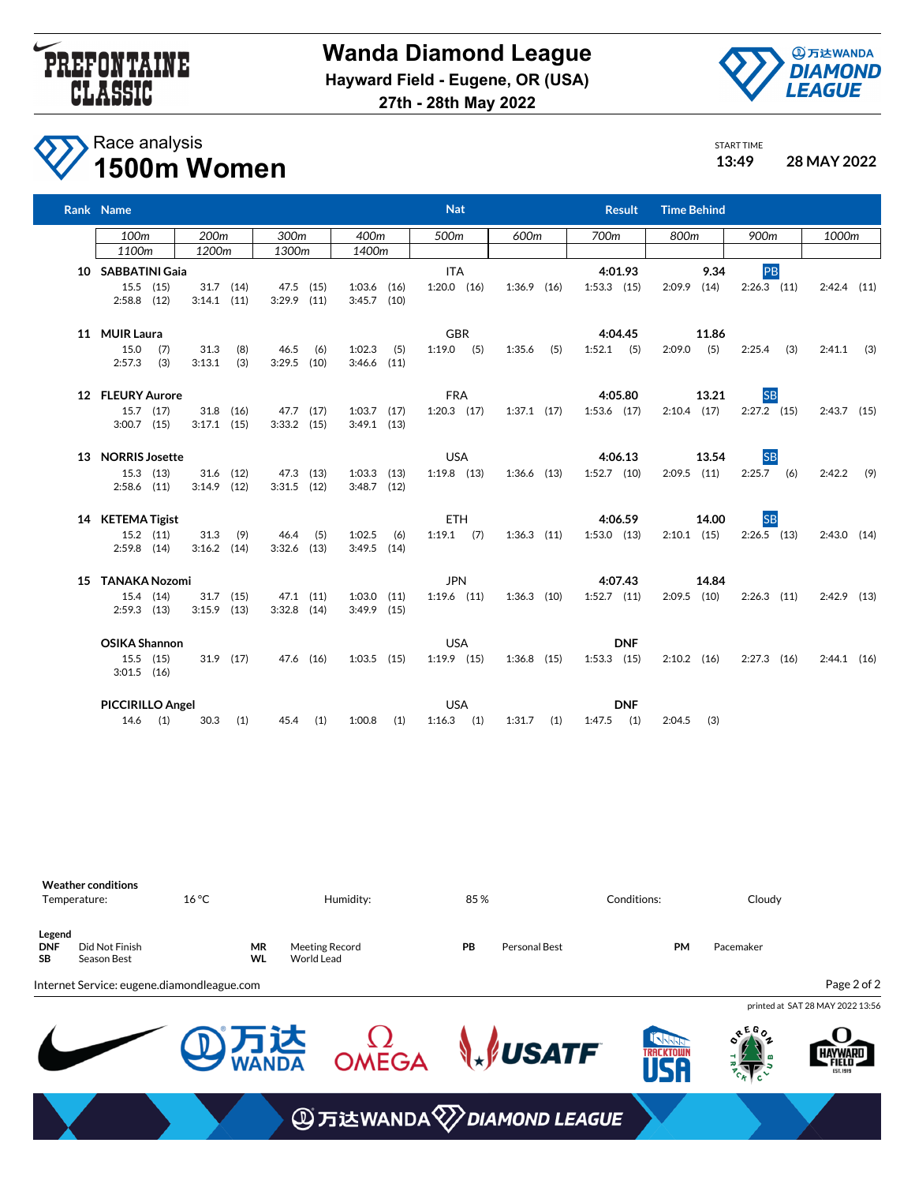# Wanda Diamond League

**Hayward Field - Eugene, OR (USA)**

**27th - 28th May 2022**

## Race analysis

# 1500m Women

START TIME **13:49** **28 MAY 2022**

| Rank | Name | Nat | Result | Time Behind | |
|---|---|---|---|---|---|
| 10 | SABBATINI Gaia | ITA | 4:01.93 | 9.34 | PB |
| 11 | MUIR Laura | GBR | 4:04.45 | 11.86 | |
| 12 | FLEURY Aurore | FRA | 4:05.80 | 13.21 | SB |
| 13 | NORRIS Josette | USA | 4:06.13 | 13.54 | SB |
| 14 | KETEMA Tigist | ETH | 4:06.59 | 14.00 | SB |
| 15 | TANAKA Nozomi | JPN | 4:07.43 | 14.84 | |
| | OSIKA Shannon | USA | DNF | | |
| | PICCIRILLO Angel | USA | DNF | | |

| Name | 100m | 200m | 300m | 400m | 500m | 600m | 700m | 800m | 900m | 1000m | 1100m | 1200m | 1300m | 1400m |
|---|---|---|---|---|---|---|---|---|---|---|---|---|---|---|
| SABBATINI Gaia | 15.5 (15) | 31.7 (14) | 47.5 (15) | 1:03.6 (16) | 1:20.0 (16) | 1:36.9 (16) | 1:53.3 (15) | 2:09.9 (14) | 2:26.3 (11) | 2:42.4 (11) | 2:58.8 (12) | 3:14.1 (11) | 3:29.9 (11) | 3:45.7 (10) |
| MUIR Laura | 15.0 (7) | 31.3 (8) | 46.5 (6) | 1:02.3 (5) | 1:19.0 (5) | 1:35.6 (5) | 1:52.1 (5) | 2:09.0 (5) | 2:25.4 (3) | 2:41.1 (3) | 2:57.3 (3) | 3:13.1 (3) | 3:29.5 (10) | 3:46.6 (11) |
| FLEURY Aurore | 15.7 (17) | 31.8 (16) | 47.7 (17) | 1:03.7 (17) | 1:20.3 (17) | 1:37.1 (17) | 1:53.6 (17) | 2:10.4 (17) | 2:27.2 (15) | 2:43.7 (15) | 3:00.7 (15) | 3:17.1 (15) | 3:33.2 (15) | 3:49.1 (13) |
| NORRIS Josette | 15.3 (13) | 31.6 (12) | 47.3 (13) | 1:03.3 (13) | 1:19.8 (13) | 1:36.6 (13) | 1:52.7 (10) | 2:09.5 (11) | 2:25.7 (6) | 2:42.2 (9) | 2:58.6 (11) | 3:14.9 (12) | 3:31.5 (12) | 3:48.7 (12) |
| KETEMA Tigist | 15.2 (11) | 31.3 (9) | 46.4 (5) | 1:02.5 (6) | 1:19.1 (7) | 1:36.3 (11) | 1:53.0 (13) | 2:10.1 (15) | 2:26.5 (13) | 2:43.0 (14) | 2:59.8 (14) | 3:16.2 (14) | 3:32.6 (13) | 3:49.5 (14) |
| TANAKA Nozomi | 15.4 (14) | 31.7 (15) | 47.1 (11) | 1:03.0 (11) | 1:19.6 (11) | 1:36.3 (10) | 1:52.7 (11) | 2:09.5 (10) | 2:26.3 (11) | 2:42.9 (13) | 2:59.3 (13) | 3:15.9 (13) | 3:32.8 (14) | 3:49.9 (15) |
| OSIKA Shannon | 15.5 (15) | 31.9 (17) | 47.6 (16) | 1:03.5 (15) | 1:19.9 (15) | 1:36.8 (15) | 1:53.3 (15) | 2:10.2 (16) | 2:27.3 (16) | 2:44.1 (16) | 3:01.5 (16) | | | |
| PICCIRILLO Angel | 14.6 (1) | 30.3 (1) | 45.4 (1) | 1:00.8 (1) | 1:16.3 (1) | 1:31.7 (1) | 1:47.5 (1) | 2:04.5 (3) | | | | | | |

**Weather conditions**

| Temperature: | 16 °C | Humidity: | 85 % | Conditions: | Cloudy |
|---|---|---|---|---|---|

**Legend**

| | | | | | | | |
|---|---|---|---|---|---|---|---|
| **DNF** | Did Not Finish | **MR** | Meeting Record | **PB** | Personal Best | **PM** | Pacemaker |
| **SB** | Season Best | **WL** | World Lead | | | | |

Internet Service: eugene.diamondleague.com

printed at SAT 28 MAY 2022 13:56